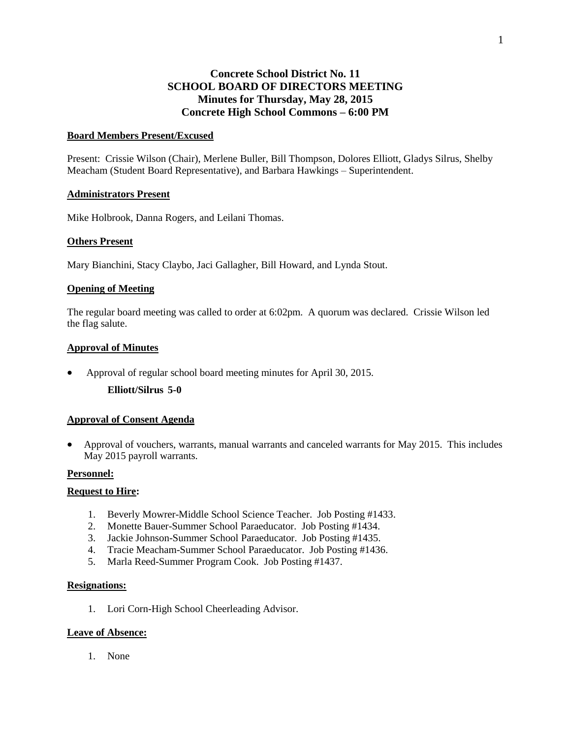# Concrete School District No. 11
## SCHOOL BOARD OF DIRECTORS MEETING
## Minutes for Thursday, May 28, 2015
## Concrete High School Commons – 6:00 PM

### Board Members Present/Excused

Present: Crissie Wilson (Chair), Merlene Buller, Bill Thompson, Dolores Elliott, Gladys Silrus, Shelby Meacham (Student Board Representative), and Barbara Hawkings – Superintendent.

### Administrators Present

Mike Holbrook, Danna Rogers, and Leilani Thomas.

### Others Present

Mary Bianchini, Stacy Claybo, Jaci Gallagher, Bill Howard, and Lynda Stout.

### Opening of Meeting

The regular board meeting was called to order at 6:02pm. A quorum was declared. Crissie Wilson led the flag salute.

### Approval of Minutes

- Approval of regular school board meeting minutes for April 30, 2015.

  **Elliott/Silrus 5-0**

### Approval of Consent Agenda

- Approval of vouchers, warrants, manual warrants and canceled warrants for May 2015. This includes May 2015 payroll warrants.

### Personnel:

### Request to Hire:

1. Beverly Mowrer-Middle School Science Teacher. Job Posting #1433.
2. Monette Bauer-Summer School Paraeducator. Job Posting #1434.
3. Jackie Johnson-Summer School Paraeducator. Job Posting #1435.
4. Tracie Meacham-Summer School Paraeducator. Job Posting #1436.
5. Marla Reed-Summer Program Cook. Job Posting #1437.

### Resignations:

1. Lori Corn-High School Cheerleading Advisor.

### Leave of Absence:

1. None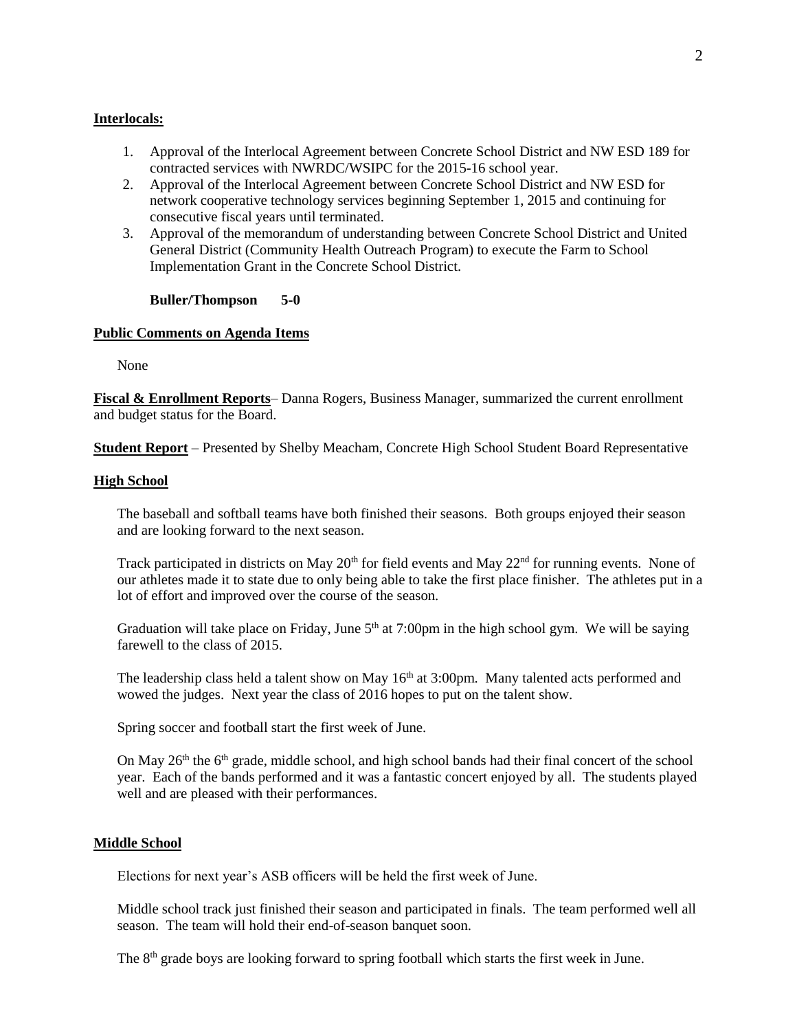**Interlocals:**

1. Approval of the Interlocal Agreement between Concrete School District and NW ESD 189 for contracted services with NWRDC/WSIPC for the 2015-16 school year.
2. Approval of the Interlocal Agreement between Concrete School District and NW ESD for network cooperative technology services beginning September 1, 2015 and continuing for consecutive fiscal years until terminated.
3. Approval of the memorandum of understanding between Concrete School District and United General District (Community Health Outreach Program) to execute the Farm to School Implementation Grant in the Concrete School District.

**Buller/Thompson 5-0**

**Public Comments on Agenda Items**

None

**Fiscal & Enrollment Reports**– Danna Rogers, Business Manager, summarized the current enrollment and budget status for the Board.

**Student Report** – Presented by Shelby Meacham, Concrete High School Student Board Representative

**High School**

The baseball and softball teams have both finished their seasons. Both groups enjoyed their season and are looking forward to the next season.

Track participated in districts on May 20th for field events and May 22nd for running events. None of our athletes made it to state due to only being able to take the first place finisher. The athletes put in a lot of effort and improved over the course of the season.

Graduation will take place on Friday, June 5th at 7:00pm in the high school gym. We will be saying farewell to the class of 2015.

The leadership class held a talent show on May 16th at 3:00pm. Many talented acts performed and wowed the judges. Next year the class of 2016 hopes to put on the talent show.

Spring soccer and football start the first week of June.

On May 26th the 6th grade, middle school, and high school bands had their final concert of the school year. Each of the bands performed and it was a fantastic concert enjoyed by all. The students played well and are pleased with their performances.

**Middle School**

Elections for next year's ASB officers will be held the first week of June.

Middle school track just finished their season and participated in finals. The team performed well all season. The team will hold their end-of-season banquet soon.

The 8th grade boys are looking forward to spring football which starts the first week in June.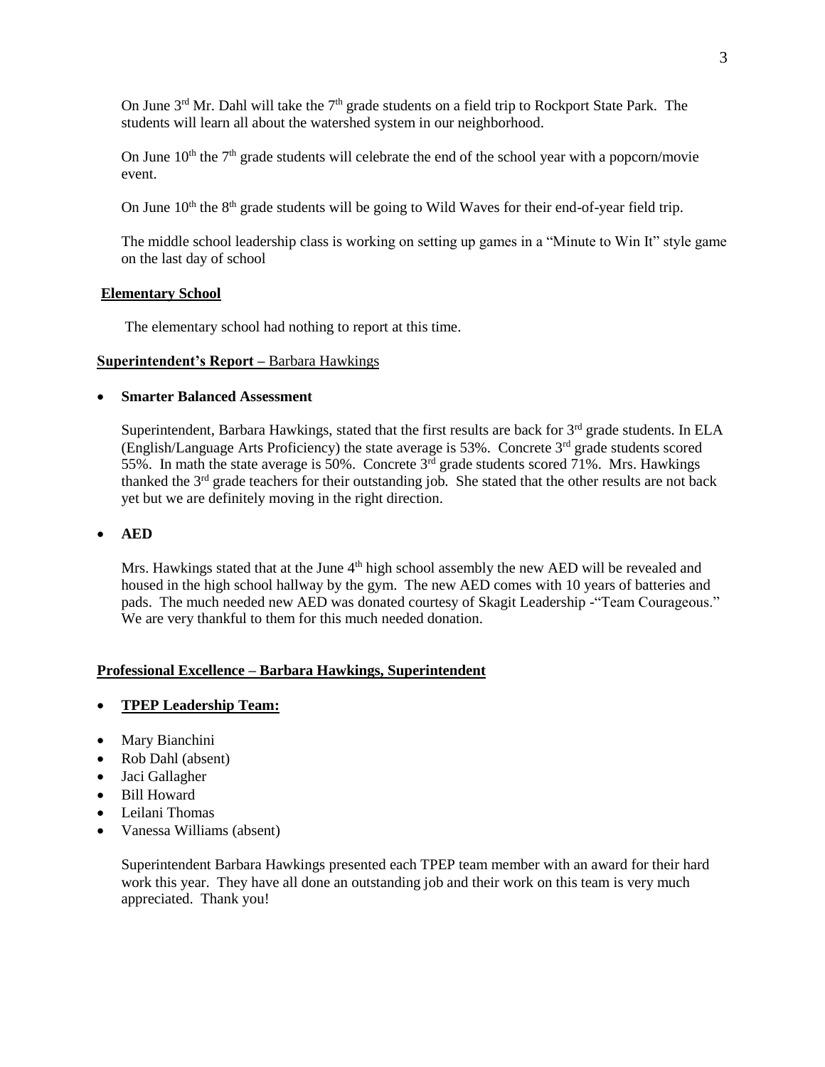On June 3rd Mr. Dahl will take the 7th grade students on a field trip to Rockport State Park. The students will learn all about the watershed system in our neighborhood.

On June 10th the 7th grade students will celebrate the end of the school year with a popcorn/movie event.

On June 10th the 8th grade students will be going to Wild Waves for their end-of-year field trip.

The middle school leadership class is working on setting up games in a "Minute to Win It" style game on the last day of school

**Elementary School**

The elementary school had nothing to report at this time.

**Superintendent's Report –** Barbara Hawkings

- **Smarter Balanced Assessment**

Superintendent, Barbara Hawkings, stated that the first results are back for 3rd grade students. In ELA (English/Language Arts Proficiency) the state average is 53%. Concrete 3rd grade students scored 55%. In math the state average is 50%. Concrete 3rd grade students scored 71%. Mrs. Hawkings thanked the 3rd grade teachers for their outstanding job. She stated that the other results are not back yet but we are definitely moving in the right direction.

- **AED**

Mrs. Hawkings stated that at the June 4th high school assembly the new AED will be revealed and housed in the high school hallway by the gym. The new AED comes with 10 years of batteries and pads. The much needed new AED was donated courtesy of Skagit Leadership -"Team Courageous." We are very thankful to them for this much needed donation.

**Professional Excellence – Barbara Hawkings, Superintendent**

- **TPEP Leadership Team:**

- Mary Bianchini
- Rob Dahl (absent)
- Jaci Gallagher
- Bill Howard
- Leilani Thomas
- Vanessa Williams (absent)

Superintendent Barbara Hawkings presented each TPEP team member with an award for their hard work this year. They have all done an outstanding job and their work on this team is very much appreciated. Thank you!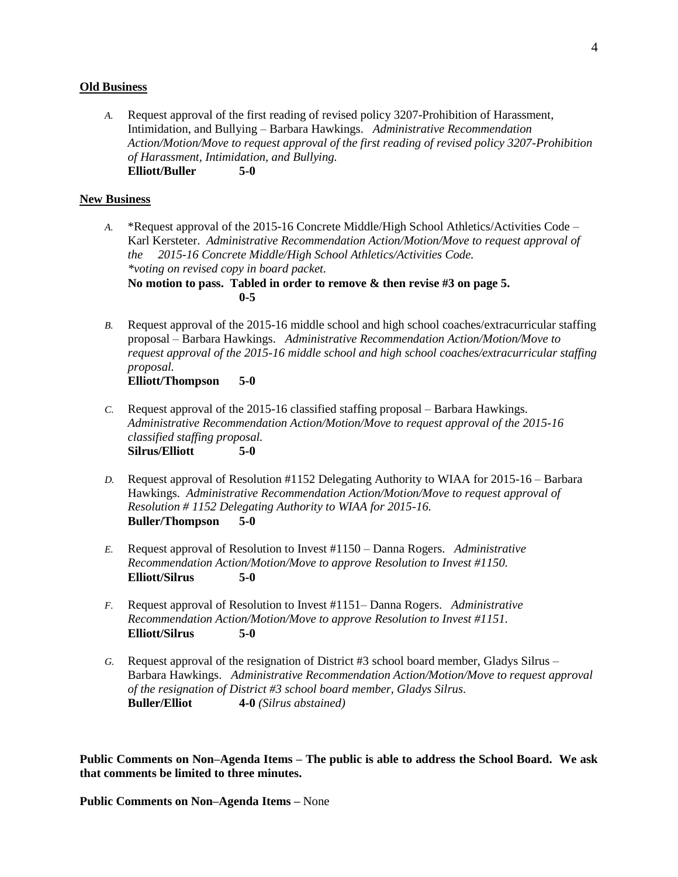**Old Business**

*A.* Request approval of the first reading of revised policy 3207-Prohibition of Harassment, Intimidation, and Bullying – Barbara Hawkings. *Administrative Recommendation Action/Motion/Move to request approval of the first reading of revised policy 3207-Prohibition of Harassment, Intimidation, and Bullying.*
**Elliott/Buller 5-0**

**New Business**

*A.* *Request approval of the 2015-16 Concrete Middle/High School Athletics/Activities Code – Karl Kersteter. *Administrative Recommendation Action/Motion/Move to request approval of the 2015-16 Concrete Middle/High School Athletics/Activities Code. *voting on revised copy in board packet.*
**No motion to pass. Tabled in order to remove & then revise #3 on page 5.**
**0-5**

*B.* Request approval of the 2015-16 middle school and high school coaches/extracurricular staffing proposal – Barbara Hawkings. *Administrative Recommendation Action/Motion/Move to request approval of the 2015-16 middle school and high school coaches/extracurricular staffing proposal.*
**Elliott/Thompson 5-0**

*C.* Request approval of the 2015-16 classified staffing proposal – Barbara Hawkings. *Administrative Recommendation Action/Motion/Move to request approval of the 2015-16 classified staffing proposal.*
**Silrus/Elliott 5-0**

*D.* Request approval of Resolution #1152 Delegating Authority to WIAA for 2015-16 – Barbara Hawkings. *Administrative Recommendation Action/Motion/Move to request approval of Resolution # 1152 Delegating Authority to WIAA for 2015-16.*
**Buller/Thompson 5-0**

*E.* Request approval of Resolution to Invest #1150 – Danna Rogers. *Administrative Recommendation Action/Motion/Move to approve Resolution to Invest #1150.*
**Elliott/Silrus 5-0**

*F.* Request approval of Resolution to Invest #1151– Danna Rogers. *Administrative Recommendation Action/Motion/Move to approve Resolution to Invest #1151.*
**Elliott/Silrus 5-0**

*G.* Request approval of the resignation of District #3 school board member, Gladys Silrus – Barbara Hawkings. *Administrative Recommendation Action/Motion/Move to request approval of the resignation of District #3 school board member, Gladys Silrus.*
**Buller/Elliot 4-0** *(Silrus abstained)*

**Public Comments on Non–Agenda Items – The public is able to address the School Board. We ask that comments be limited to three minutes.**

**Public Comments on Non–Agenda Items –** None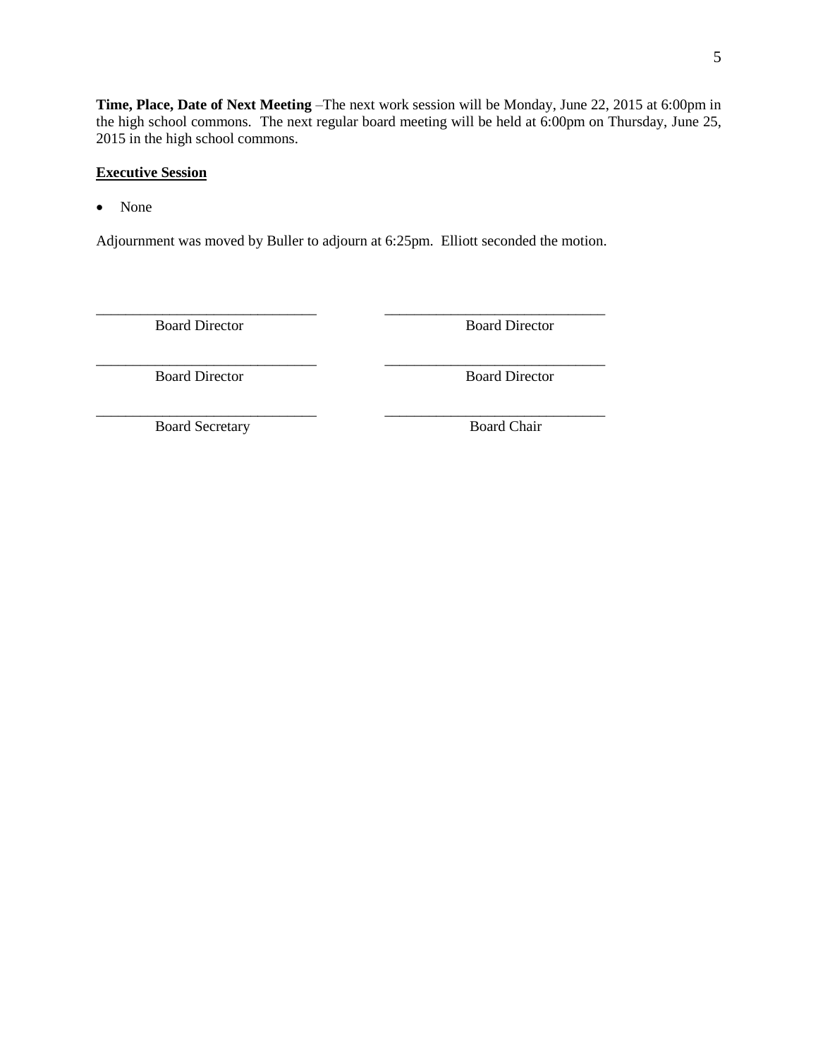**Time, Place, Date of Next Meeting** –The next work session will be Monday, June 22, 2015 at 6:00pm in the high school commons. The next regular board meeting will be held at 6:00pm on Thursday, June 25, 2015 in the high school commons.

**Executive Session**

- None

Adjournment was moved by Buller to adjourn at 6:25pm. Elliott seconded the motion.

| | |
|---|---|
| ______________________________ | ______________________________ |
| Board Director | Board Director |
| ______________________________ | ______________________________ |
| Board Director | Board Director |
| ______________________________ | ______________________________ |
| Board Secretary | Board Chair |